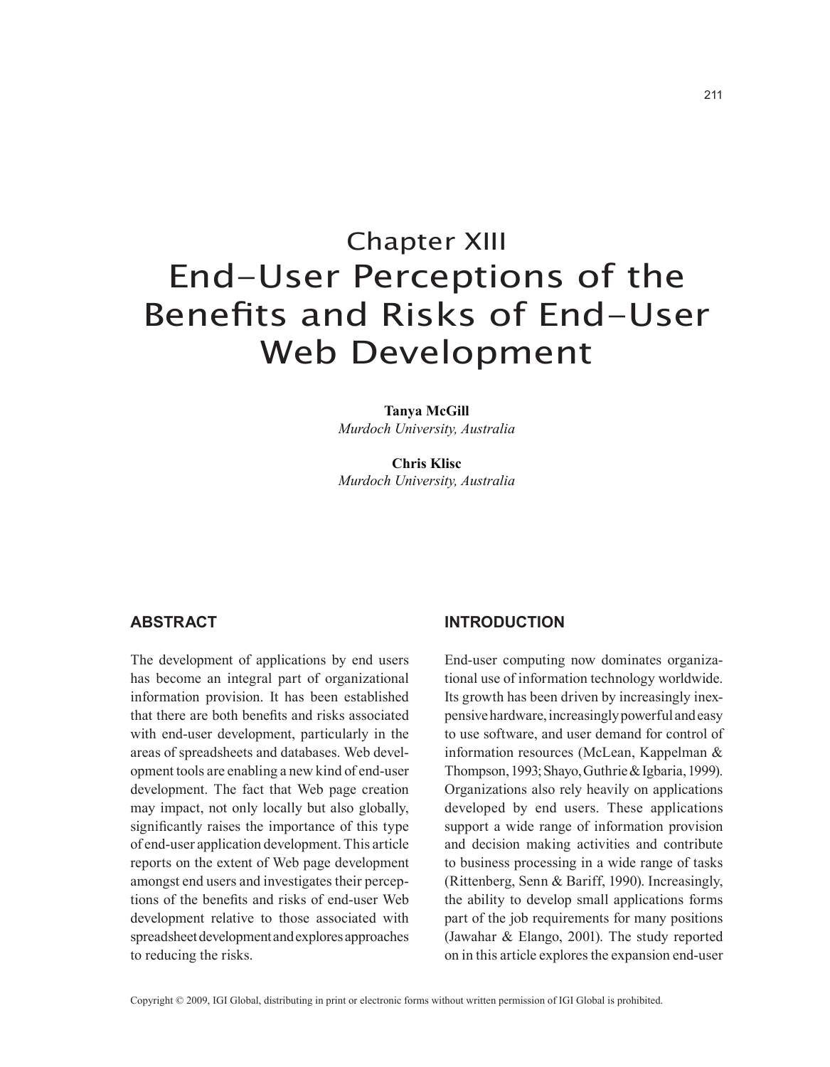# Chapter XIII
# End-User Perceptions of the Benefits and Risks of End-User Web Development

**Tanya McGill**
*Murdoch University, Australia*

**Chris Klisc**
*Murdoch University, Australia*

## ABSTRACT

The development of applications by end users has become an integral part of organizational information provision. It has been established that there are both benefits and risks associated with end-user development, particularly in the areas of spreadsheets and databases. Web development tools are enabling a new kind of end-user development. The fact that Web page creation may impact, not only locally but also globally, significantly raises the importance of this type of end-user application development. This article reports on the extent of Web page development amongst end users and investigates their perceptions of the benefits and risks of end-user Web development relative to those associated with spreadsheet development and explores approaches to reducing the risks.

## INTRODUCTION

End-user computing now dominates organizational use of information technology worldwide. Its growth has been driven by increasingly inexpensive hardware, increasingly powerful and easy to use software, and user demand for control of information resources (McLean, Kappelman & Thompson, 1993; Shayo, Guthrie & Igbaria, 1999). Organizations also rely heavily on applications developed by end users. These applications support a wide range of information provision and decision making activities and contribute to business processing in a wide range of tasks (Rittenberg, Senn & Bariff, 1990). Increasingly, the ability to develop small applications forms part of the job requirements for many positions (Jawahar & Elango, 2001). The study reported on in this article explores the expansion end-user

Copyright © 2009, IGI Global, distributing in print or electronic forms without written permission of IGI Global is prohibited.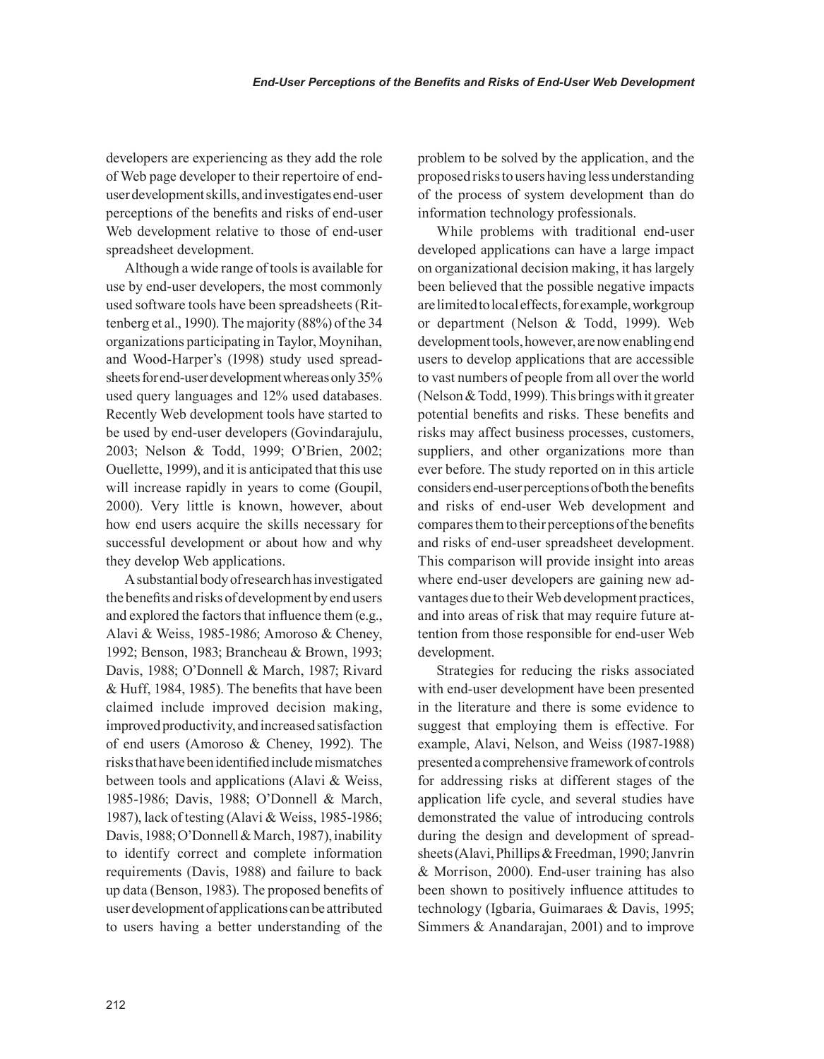developers are experiencing as they add the role of Web page developer to their repertoire of end-user development skills, and investigates end-user perceptions of the benefits and risks of end-user Web development relative to those of end-user spreadsheet development.

Although a wide range of tools is available for use by end-user developers, the most commonly used software tools have been spreadsheets (Rittenberg et al., 1990). The majority (88%) of the 34 organizations participating in Taylor, Moynihan, and Wood-Harper's (1998) study used spreadsheets for end-user development whereas only 35% used query languages and 12% used databases. Recently Web development tools have started to be used by end-user developers (Govindarajulu, 2003; Nelson & Todd, 1999; O'Brien, 2002; Ouellette, 1999), and it is anticipated that this use will increase rapidly in years to come (Goupil, 2000). Very little is known, however, about how end users acquire the skills necessary for successful development or about how and why they develop Web applications.

A substantial body of research has investigated the benefits and risks of development by end users and explored the factors that influence them (e.g., Alavi & Weiss, 1985-1986; Amoroso & Cheney, 1992; Benson, 1983; Brancheau & Brown, 1993; Davis, 1988; O'Donnell & March, 1987; Rivard & Huff, 1984, 1985). The benefits that have been claimed include improved decision making, improved productivity, and increased satisfaction of end users (Amoroso & Cheney, 1992). The risks that have been identified include mismatches between tools and applications (Alavi & Weiss, 1985-1986; Davis, 1988; O'Donnell & March, 1987), lack of testing (Alavi & Weiss, 1985-1986; Davis, 1988; O'Donnell & March, 1987), inability to identify correct and complete information requirements (Davis, 1988) and failure to back up data (Benson, 1983). The proposed benefits of user development of applications can be attributed to users having a better understanding of the problem to be solved by the application, and the proposed risks to users having less understanding of the process of system development than do information technology professionals.

While problems with traditional end-user developed applications can have a large impact on organizational decision making, it has largely been believed that the possible negative impacts are limited to local effects, for example, workgroup or department (Nelson & Todd, 1999). Web development tools, however, are now enabling end users to develop applications that are accessible to vast numbers of people from all over the world (Nelson & Todd, 1999). This brings with it greater potential benefits and risks. These benefits and risks may affect business processes, customers, suppliers, and other organizations more than ever before. The study reported on in this article considers end-user perceptions of both the benefits and risks of end-user Web development and compares them to their perceptions of the benefits and risks of end-user spreadsheet development. This comparison will provide insight into areas where end-user developers are gaining new advantages due to their Web development practices, and into areas of risk that may require future attention from those responsible for end-user Web development.

Strategies for reducing the risks associated with end-user development have been presented in the literature and there is some evidence to suggest that employing them is effective. For example, Alavi, Nelson, and Weiss (1987-1988) presented a comprehensive framework of controls for addressing risks at different stages of the application life cycle, and several studies have demonstrated the value of introducing controls during the design and development of spreadsheets (Alavi, Phillips & Freedman, 1990; Janvrin & Morrison, 2000). End-user training has also been shown to positively influence attitudes to technology (Igbaria, Guimaraes & Davis, 1995; Simmers & Anandarajan, 2001) and to improve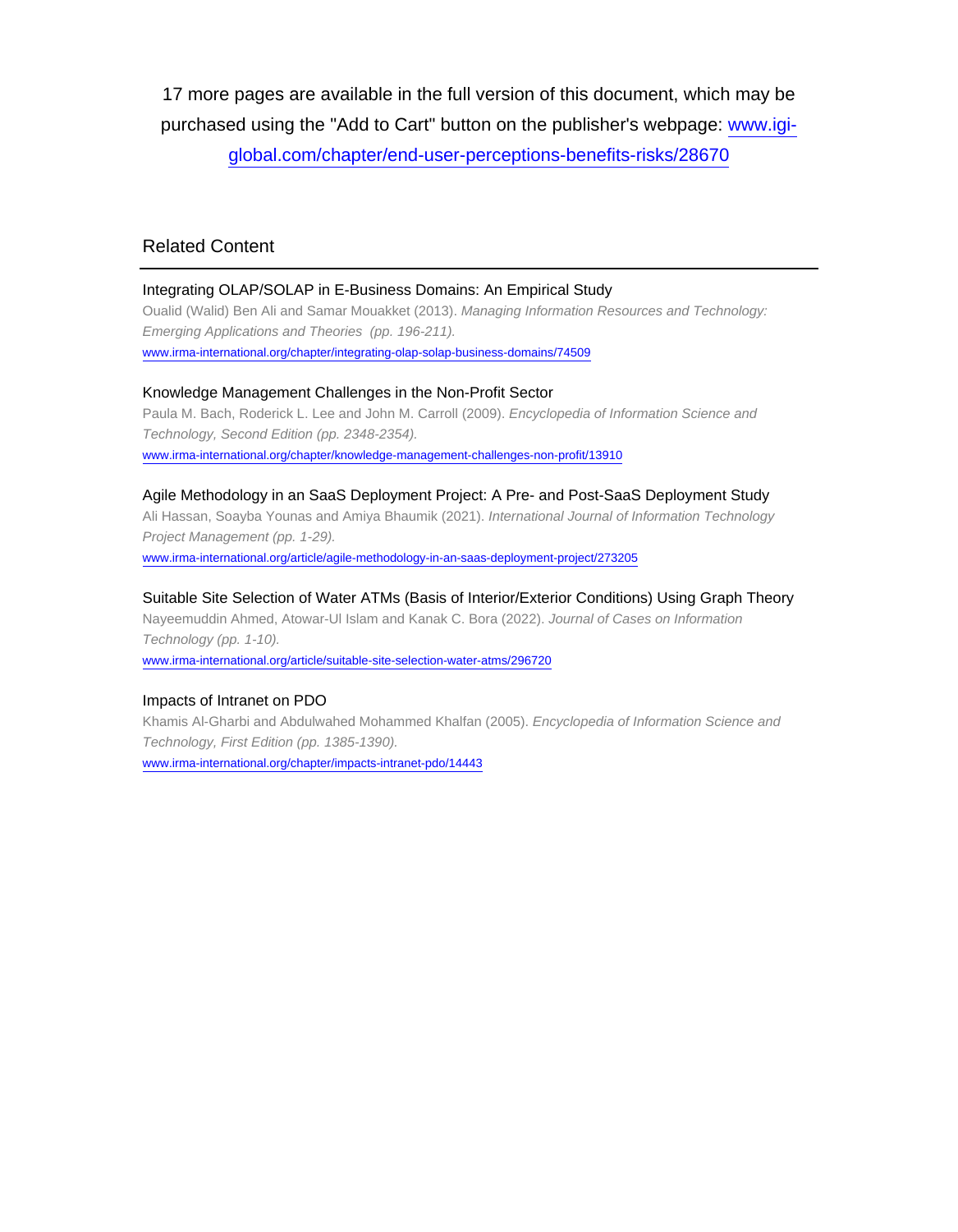17 more pages are available in the full version of this document, which may be purchased using the "Add to Cart" button on the publisher's webpage: [www.igi-global.com/chapter/end-user-perceptions-benefits-risks/28670](www.igi-global.com/chapter/end-user-perceptions-benefits-risks/28670)

## Related Content

**Integrating OLAP/SOLAP in E-Business Domains: An Empirical Study**
Oualid (Walid) Ben Ali and Samar Mouakket (2013). *Managing Information Resources and Technology: Emerging Applications and Theories (pp. 196-211).*
[www.irma-international.org/chapter/integrating-olap-solap-business-domains/74509](www.irma-international.org/chapter/integrating-olap-solap-business-domains/74509)

**Knowledge Management Challenges in the Non-Profit Sector**
Paula M. Bach, Roderick L. Lee and John M. Carroll (2009). *Encyclopedia of Information Science and Technology, Second Edition (pp. 2348-2354).*
[www.irma-international.org/chapter/knowledge-management-challenges-non-profit/13910](www.irma-international.org/chapter/knowledge-management-challenges-non-profit/13910)

**Agile Methodology in an SaaS Deployment Project: A Pre- and Post-SaaS Deployment Study**
Ali Hassan, Soayba Younas and Amiya Bhaumik (2021). *International Journal of Information Technology Project Management (pp. 1-29).*
[www.irma-international.org/article/agile-methodology-in-an-saas-deployment-project/273205](www.irma-international.org/article/agile-methodology-in-an-saas-deployment-project/273205)

**Suitable Site Selection of Water ATMs (Basis of Interior/Exterior Conditions) Using Graph Theory**
Nayeemuddin Ahmed, Atowar-Ul Islam and Kanak C. Bora (2022). *Journal of Cases on Information Technology (pp. 1-10).*
[www.irma-international.org/article/suitable-site-selection-water-atms/296720](www.irma-international.org/article/suitable-site-selection-water-atms/296720)

**Impacts of Intranet on PDO**
Khamis Al-Gharbi and Abdulwahed Mohammed Khalfan (2005). *Encyclopedia of Information Science and Technology, First Edition (pp. 1385-1390).*
[www.irma-international.org/chapter/impacts-intranet-pdo/14443](www.irma-international.org/chapter/impacts-intranet-pdo/14443)